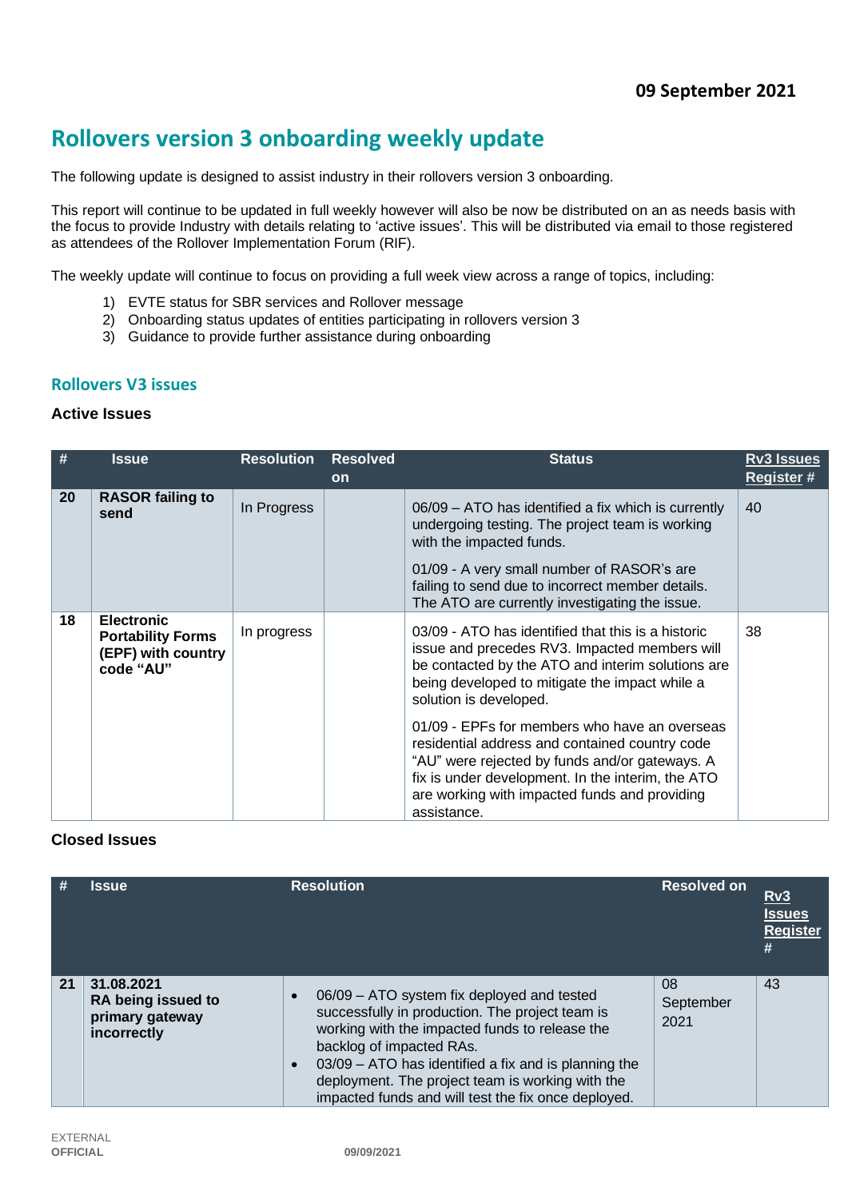**09 September 2021**

# Rollovers version 3 onboarding weekly update

The following update is designed to assist industry in their rollovers version 3 onboarding.

This report will continue to be updated in full weekly however will also be now be distributed on an as needs basis with the focus to provide Industry with details relating to 'active issues'. This will be distributed via email to those registered as attendees of the Rollover Implementation Forum (RIF).

The weekly update will continue to focus on providing a full week view across a range of topics, including:

1) EVTE status for SBR services and Rollover message
2) Onboarding status updates of entities participating in rollovers version 3
3) Guidance to provide further assistance during onboarding

## Rollovers V3 issues

### Active Issues

| # | Issue | Resolution | Resolved on | Status | Rv3 Issues Register # |
|---|---|---|---|---|---|
| 20 | **RASOR failing to send** | In Progress | | 06/09 – ATO has identified a fix which is currently undergoing testing. The project team is working with the impacted funds.<br><br>01/09 - A very small number of RASOR's are failing to send due to incorrect member details. The ATO are currently investigating the issue. | 40 |
| 18 | **Electronic Portability Forms (EPF) with country code "AU"** | In progress | | 03/09 - ATO has identified that this is a historic issue and precedes RV3. Impacted members will be contacted by the ATO and interim solutions are being developed to mitigate the impact while a solution is developed.<br><br>01/09 - EPFs for members who have an overseas residential address and contained country code "AU" were rejected by funds and/or gateways. A fix is under development. In the interim, the ATO are working with impacted funds and providing assistance. | 38 |

### Closed Issues

| # | Issue | Resolution | Resolved on | Rv3 Issues Register # |
|---|---|---|---|---|
| 21 | **31.08.2021 RA being issued to primary gateway incorrectly** | • 06/09 – ATO system fix deployed and tested successfully in production. The project team is working with the impacted funds to release the backlog of impacted RAs.<br>• 03/09 – ATO has identified a fix and is planning the deployment. The project team is working with the impacted funds and will test the fix once deployed. | 08 September 2021 | 43 |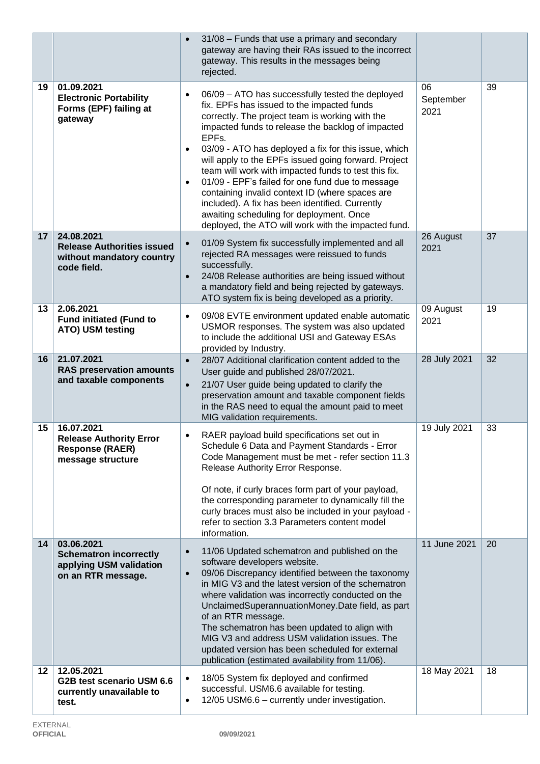| | | | | |
|---|---|---|---|---|
| | | • 31/08 – Funds that use a primary and secondary gateway are having their RAs issued to the incorrect gateway. This results in the messages being rejected. | | |
| 19 | 01.09.2021<br>**Electronic Portability Forms (EPF) failing at gateway** | • 06/09 – ATO has successfully tested the deployed fix. EPFs has issued to the impacted funds correctly. The project team is working with the impacted funds to release the backlog of impacted EPFs.<br>• 03/09 - ATO has deployed a fix for this issue, which will apply to the EPFs issued going forward. Project team will work with impacted funds to test this fix.<br>• 01/09 - EPF's failed for one fund due to message containing invalid context ID (where spaces are included). A fix has been identified. Currently awaiting scheduling for deployment. Once deployed, the ATO will work with the impacted fund. | 06 September 2021 | 39 |
| 17 | 24.08.2021<br>**Release Authorities issued without mandatory country code field.** | • 01/09 System fix successfully implemented and all rejected RA messages were reissued to funds successfully.<br>• 24/08 Release authorities are being issued without a mandatory field and being rejected by gateways. ATO system fix is being developed as a priority. | 26 August 2021 | 37 |
| 13 | 2.06.2021<br>**Fund initiated (Fund to ATO) USM testing** | • 09/08 EVTE environment updated enable automatic USMOR responses. The system was also updated to include the additional USI and Gateway ESAs provided by Industry. | 09 August 2021 | 19 |
| 16 | 21.07.2021<br>**RAS preservation amounts and taxable components** | • 28/07 Additional clarification content added to the User guide and published 28/07/2021.<br>• 21/07 User guide being updated to clarify the preservation amount and taxable component fields in the RAS need to equal the amount paid to meet MIG validation requirements. | 28 July 2021 | 32 |
| 15 | 16.07.2021<br>**Release Authority Error Response (RAER) message structure** | • RAER payload build specifications set out in Schedule 6 Data and Payment Standards - Error Code Management must be met - refer section 11.3 Release Authority Error Response.<br><br>Of note, if curly braces form part of your payload, the corresponding parameter to dynamically fill the curly braces must also be included in your payload - refer to section 3.3 Parameters content model information. | 19 July 2021 | 33 |
| 14 | 03.06.2021<br>**Schematron incorrectly applying USM validation on an RTR message.** | • 11/06 Updated schematron and published on the software developers website.<br>• 09/06 Discrepancy identified between the taxonomy in MIG V3 and the latest version of the schematron where validation was incorrectly conducted on the UnclaimedSuperannuationMoney.Date field, as part of an RTR message.<br>The schematron has been updated to align with MIG V3 and address USM validation issues. The updated version has been scheduled for external publication (estimated availability from 11/06). | 11 June 2021 | 20 |
| 12 | 12.05.2021<br>**G2B test scenario USM 6.6 currently unavailable to test.** | • 18/05 System fix deployed and confirmed successful. USM6.6 available for testing.<br>• 12/05 USM6.6 – currently under investigation. | 18 May 2021 | 18 |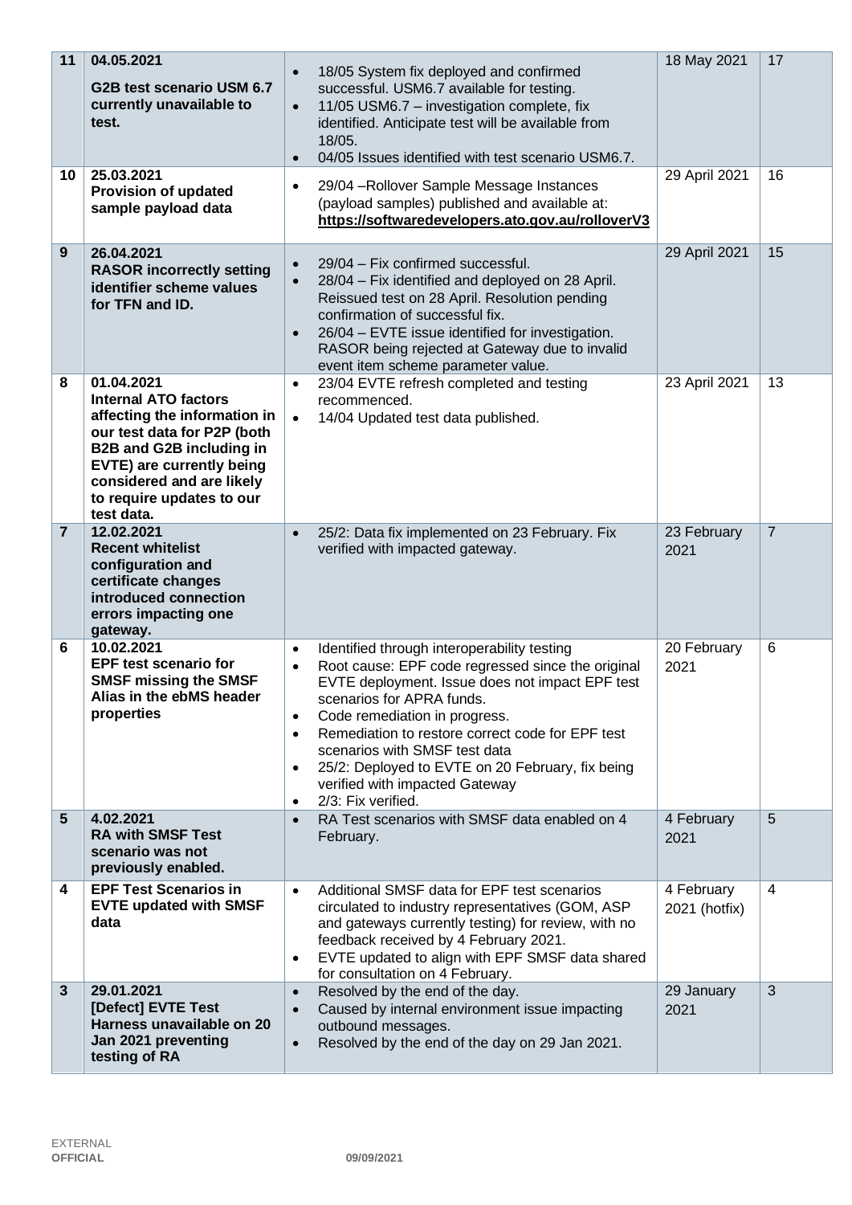| 11 | **04.05.2021**<br>**G2B test scenario USM 6.7 currently unavailable to test.** | • 18/05 System fix deployed and confirmed successful. USM6.7 available for testing.<br>• 11/05 USM6.7 – investigation complete, fix identified. Anticipate test will be available from 18/05.<br>• 04/05 Issues identified with test scenario USM6.7. | 18 May 2021 | 17 |
|---|---|---|---|---|
| 10 | **25.03.2021**<br>**Provision of updated sample payload data** | • 29/04 –Rollover Sample Message Instances (payload samples) published and available at: **https://softwaredevelopers.ato.gov.au/rolloverV3** | 29 April 2021 | 16 |
| 9 | **26.04.2021**<br>**RASOR incorrectly setting identifier scheme values for TFN and ID.** | • 29/04 – Fix confirmed successful.<br>• 28/04 – Fix identified and deployed on 28 April. Reissued test on 28 April. Resolution pending confirmation of successful fix.<br>• 26/04 – EVTE issue identified for investigation. RASOR being rejected at Gateway due to invalid event item scheme parameter value. | 29 April 2021 | 15 |
| 8 | **01.04.2021**<br>**Internal ATO factors affecting the information in our test data for P2P (both B2B and G2B including in EVTE) are currently being considered and are likely to require updates to our test data.** | • 23/04 EVTE refresh completed and testing recommenced.<br>• 14/04 Updated test data published. | 23 April 2021 | 13 |
| 7 | **12.02.2021**<br>**Recent whitelist configuration and certificate changes introduced connection errors impacting one gateway.** | • 25/2: Data fix implemented on 23 February. Fix verified with impacted gateway. | 23 February 2021 | 7 |
| 6 | **10.02.2021**<br>**EPF test scenario for SMSF missing the SMSF Alias in the ebMS header properties** | • Identified through interoperability testing<br>• Root cause: EPF code regressed since the original EVTE deployment. Issue does not impact EPF test scenarios for APRA funds.<br>• Code remediation in progress.<br>• Remediation to restore correct code for EPF test scenarios with SMSF test data<br>• 25/2: Deployed to EVTE on 20 February, fix being verified with impacted Gateway<br>• 2/3: Fix verified. | 20 February 2021 | 6 |
| 5 | **4.02.2021**<br>**RA with SMSF Test scenario was not previously enabled.** | • RA Test scenarios with SMSF data enabled on 4 February. | 4 February 2021 | 5 |
| 4 | **EPF Test Scenarios in EVTE updated with SMSF data** | • Additional SMSF data for EPF test scenarios circulated to industry representatives (GOM, ASP and gateways currently testing) for review, with no feedback received by 4 February 2021.<br>• EVTE updated to align with EPF SMSF data shared for consultation on 4 February. | 4 February 2021 (hotfix) | 4 |
| 3 | **29.01.2021**<br>**[Defect] EVTE Test Harness unavailable on 20 Jan 2021 preventing testing of RA** | • Resolved by the end of the day.<br>• Caused by internal environment issue impacting outbound messages.<br>• Resolved by the end of the day on 29 Jan 2021. | 29 January 2021 | 3 |

EXTERNAL
**OFFICIAL**

**09/09/2021**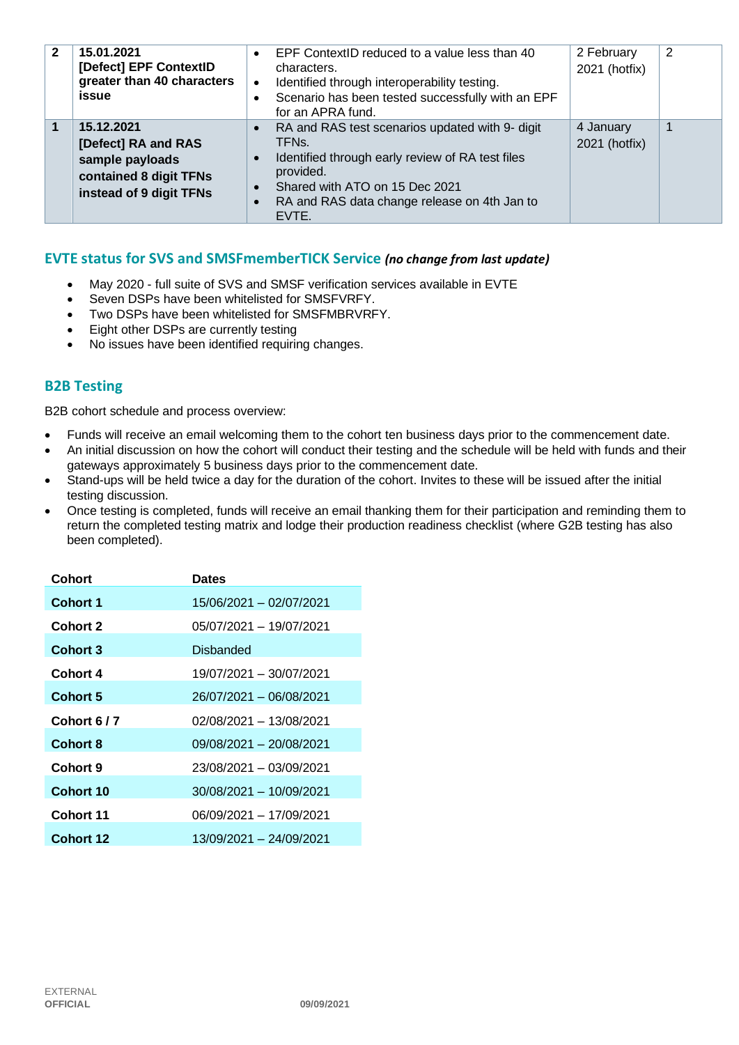| 2 | **15.01.2021** **[Defect] EPF ContextID greater than 40 characters issue** | • EPF ContextID reduced to a value less than 40 characters. • Identified through interoperability testing. • Scenario has been tested successfully with an EPF for an APRA fund. | 2 February 2021 (hotfix) | 2 |
|---|---|---|---|---|
| 1 | **15.12.2021** **[Defect] RA and RAS sample payloads contained 8 digit TFNs instead of 9 digit TFNs** | • RA and RAS test scenarios updated with 9- digit TFNs. • Identified through early review of RA test files provided. • Shared with ATO on 15 Dec 2021 • RA and RAS data change release on 4th Jan to EVTE. | 4 January 2021 (hotfix) | 1 |

## EVTE status for SVS and SMSFmemberTICK Service *(no change from last update)*

- May 2020 - full suite of SVS and SMSF verification services available in EVTE
- Seven DSPs have been whitelisted for SMSFVRFY.
- Two DSPs have been whitelisted for SMSFMBRVRFY.
- Eight other DSPs are currently testing
- No issues have been identified requiring changes.

## B2B Testing

B2B cohort schedule and process overview:

- Funds will receive an email welcoming them to the cohort ten business days prior to the commencement date.
- An initial discussion on how the cohort will conduct their testing and the schedule will be held with funds and their gateways approximately 5 business days prior to the commencement date.
- Stand-ups will be held twice a day for the duration of the cohort. Invites to these will be issued after the initial testing discussion.
- Once testing is completed, funds will receive an email thanking them for their participation and reminding them to return the completed testing matrix and lodge their production readiness checklist (where G2B testing has also been completed).

| Cohort | Dates |
|---|---|
| **Cohort 1** | 15/06/2021 – 02/07/2021 |
| **Cohort 2** | 05/07/2021 – 19/07/2021 |
| **Cohort 3** | Disbanded |
| **Cohort 4** | 19/07/2021 – 30/07/2021 |
| **Cohort 5** | 26/07/2021 – 06/08/2021 |
| **Cohort 6 / 7** | 02/08/2021 – 13/08/2021 |
| **Cohort 8** | 09/08/2021 – 20/08/2021 |
| **Cohort 9** | 23/08/2021 – 03/09/2021 |
| **Cohort 10** | 30/08/2021 – 10/09/2021 |
| **Cohort 11** | 06/09/2021 – 17/09/2021 |
| **Cohort 12** | 13/09/2021 – 24/09/2021 |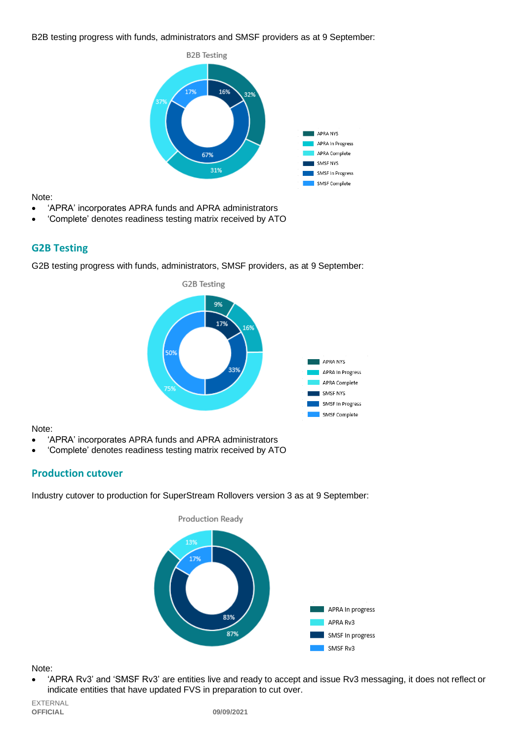B2B testing progress with funds, administrators and SMSF providers as at 9 September:

B2B Testing

- APRA NYS: 32%
- APRA In Progress: 31%
- APRA Complete: 37%
- SMSF NYS: 16%
- SMSF In Progress: 67%
- SMSF Complete: 17%

Note:

- 'APRA' incorporates APRA funds and APRA administrators
- 'Complete' denotes readiness testing matrix received by ATO

## G2B Testing

G2B testing progress with funds, administrators, SMSF providers, as at 9 September:

G2B Testing

- APRA NYS: 9%
- APRA In Progress: 16%
- APRA Complete: 75%
- SMSF NYS: 17%
- SMSF In Progress: 33%
- SMSF Complete: 50%

Note:

- 'APRA' incorporates APRA funds and APRA administrators
- 'Complete' denotes readiness testing matrix received by ATO

## Production cutover

Industry cutover to production for SuperStream Rollovers version 3 as at 9 September:

Production Ready

- APRA In progress: 87%
- APRA Rv3: 13%
- SMSF In progress: 83%
- SMSF Rv3: 17%

Note:

- 'APRA Rv3' and 'SMSF Rv3' are entities live and ready to accept and issue Rv3 messaging, it does not reflect or indicate entities that have updated FVS in preparation to cut over.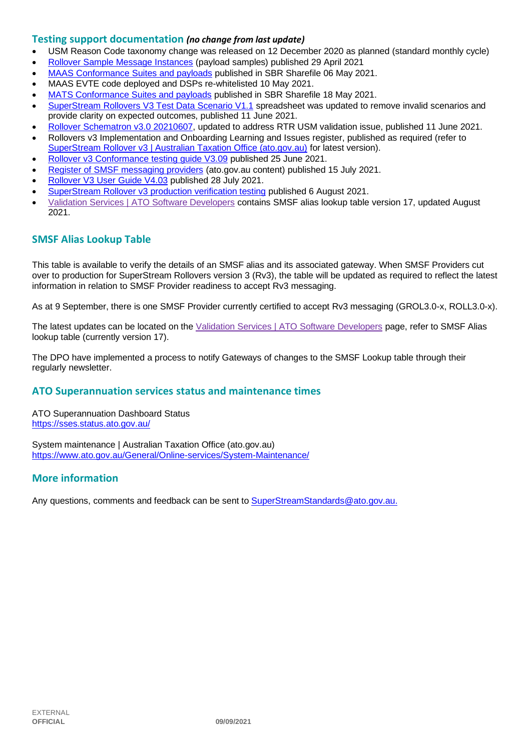## Testing support documentation *(no change from last update)*

- USM Reason Code taxonomy change was released on 12 December 2020 as planned (standard monthly cycle)
- Rollover Sample Message Instances (payload samples) published 29 April 2021
- MAAS Conformance Suites and payloads published in SBR Sharefile 06 May 2021.
- MAAS EVTE code deployed and DSPs re-whitelisted 10 May 2021.
- MATS Conformance Suites and payloads published in SBR Sharefile 18 May 2021.
- SuperStream Rollovers V3 Test Data Scenario V1.1 spreadsheet was updated to remove invalid scenarios and provide clarity on expected outcomes, published 11 June 2021.
- Rollover Schematron v3.0 20210607, updated to address RTR USM validation issue, published 11 June 2021.
- Rollovers v3 Implementation and Onboarding Learning and Issues register, published as required (refer to SuperStream Rollover v3 | Australian Taxation Office (ato.gov.au) for latest version).
- Rollover v3 Conformance testing guide V3.09 published 25 June 2021.
- Register of SMSF messaging providers (ato.gov.au content) published 15 July 2021.
- Rollover V3 User Guide V4.03 published 28 July 2021.
- SuperStream Rollover v3 production verification testing published 6 August 2021.
- Validation Services | ATO Software Developers contains SMSF alias lookup table version 17, updated August 2021.

## SMSF Alias Lookup Table

This table is available to verify the details of an SMSF alias and its associated gateway. When SMSF Providers cut over to production for SuperStream Rollovers version 3 (Rv3), the table will be updated as required to reflect the latest information in relation to SMSF Provider readiness to accept Rv3 messaging.

As at 9 September, there is one SMSF Provider currently certified to accept Rv3 messaging (GROL3.0-x, ROLL3.0-x).

The latest updates can be located on the Validation Services | ATO Software Developers page, refer to SMSF Alias lookup table (currently version 17).

The DPO have implemented a process to notify Gateways of changes to the SMSF Lookup table through their regularly newsletter.

## ATO Superannuation services status and maintenance times

ATO Superannuation Dashboard Status
https://sses.status.ato.gov.au/

System maintenance | Australian Taxation Office (ato.gov.au)
https://www.ato.gov.au/General/Online-services/System-Maintenance/

## More information

Any questions, comments and feedback can be sent to SuperStreamStandards@ato.gov.au.